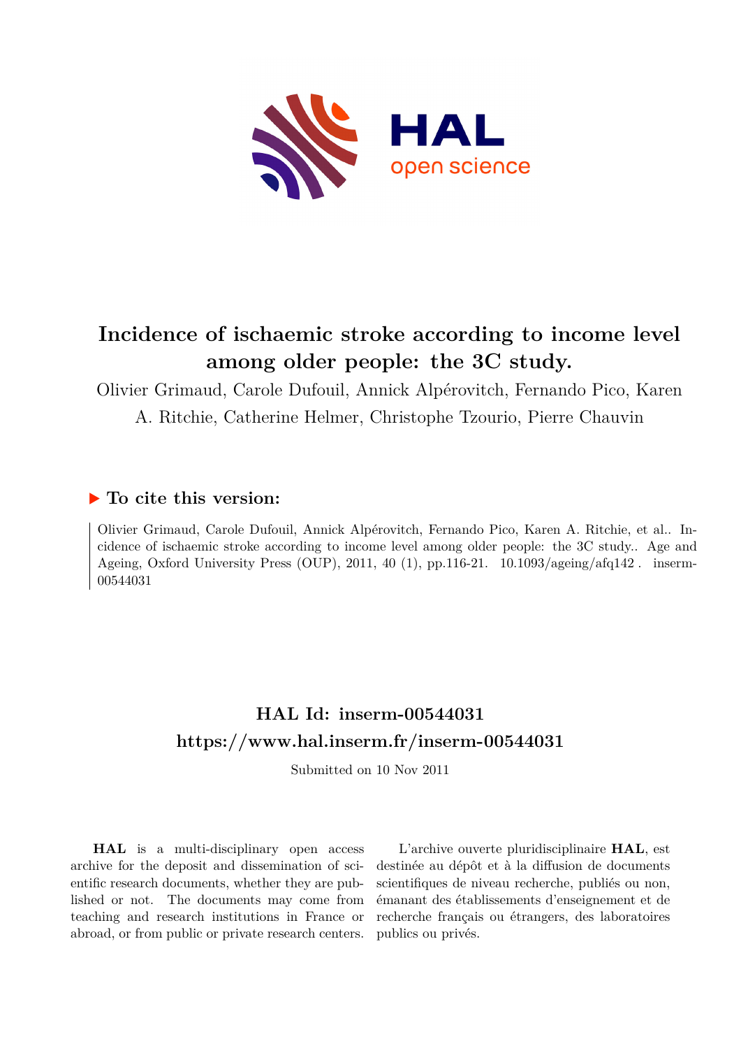# Incidence of ischaemic stroke according to income level among older people: the 3C study.

Olivier Grimaud, Carole Dufouil, Annick Alpérovitch, Fernando Pico, Karen A. Ritchie, Catherine Helmer, Christophe Tzourio, Pierre Chauvin

## ▶ To cite this version:

Olivier Grimaud, Carole Dufouil, Annick Alpérovitch, Fernando Pico, Karen A. Ritchie, et al.. Incidence of ischaemic stroke according to income level among older people: the 3C study.. Age and Ageing, Oxford University Press (OUP), 2011, 40 (1), pp.116-21. 10.1093/ageing/afq142 . inserm-00544031

## HAL Id: inserm-00544031
## https://www.hal.inserm.fr/inserm-00544031

Submitted on 10 Nov 2011

**HAL** is a multi-disciplinary open access archive for the deposit and dissemination of scientific research documents, whether they are published or not. The documents may come from teaching and research institutions in France or abroad, or from public or private research centers.

L'archive ouverte pluridisciplinaire **HAL**, est destinée au dépôt et à la diffusion de documents scientifiques de niveau recherche, publiés ou non, émanant des établissements d'enseignement et de recherche français ou étrangers, des laboratoires publics ou privés.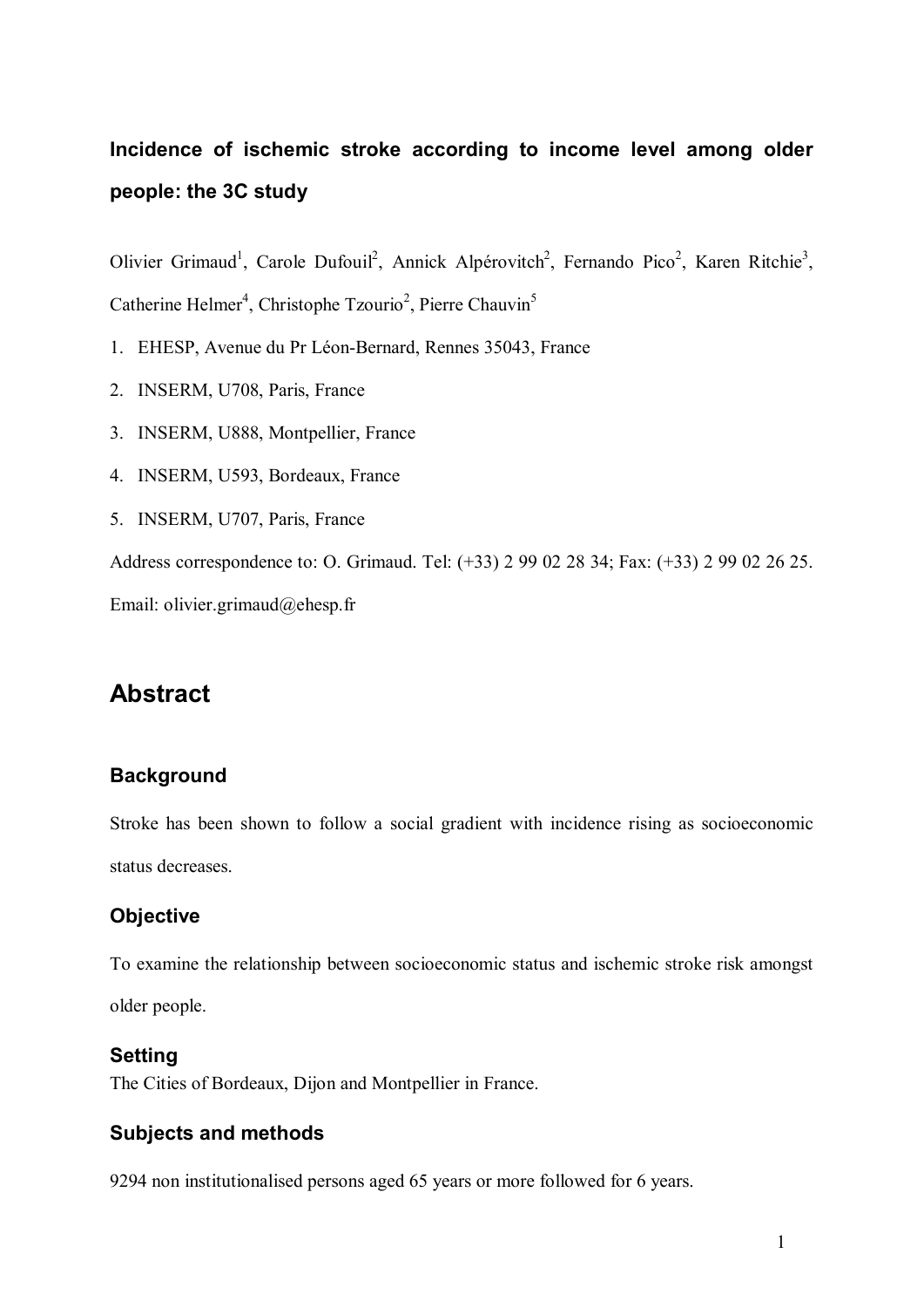# Incidence of ischemic stroke according to income level among older people: the 3C study

Olivier Grimaud[1], Carole Dufouil[2], Annick Alpérovitch[2], Fernando Pico[2], Karen Ritchie[3], Catherine Helmer[4], Christophe Tzourio[2], Pierre Chauvin[5]

1. EHESP, Avenue du Pr Léon-Bernard, Rennes 35043, France
2. INSERM, U708, Paris, France
3. INSERM, U888, Montpellier, France
4. INSERM, U593, Bordeaux, France
5. INSERM, U707, Paris, France

Address correspondence to: O. Grimaud. Tel: (+33) 2 99 02 28 34; Fax: (+33) 2 99 02 26 25. Email: olivier.grimaud@ehesp.fr

## Abstract

### Background

Stroke has been shown to follow a social gradient with incidence rising as socioeconomic status decreases.

### Objective

To examine the relationship between socioeconomic status and ischemic stroke risk amongst older people.

### Setting

The Cities of Bordeaux, Dijon and Montpellier in France.

### Subjects and methods

9294 non institutionalised persons aged 65 years or more followed for 6 years.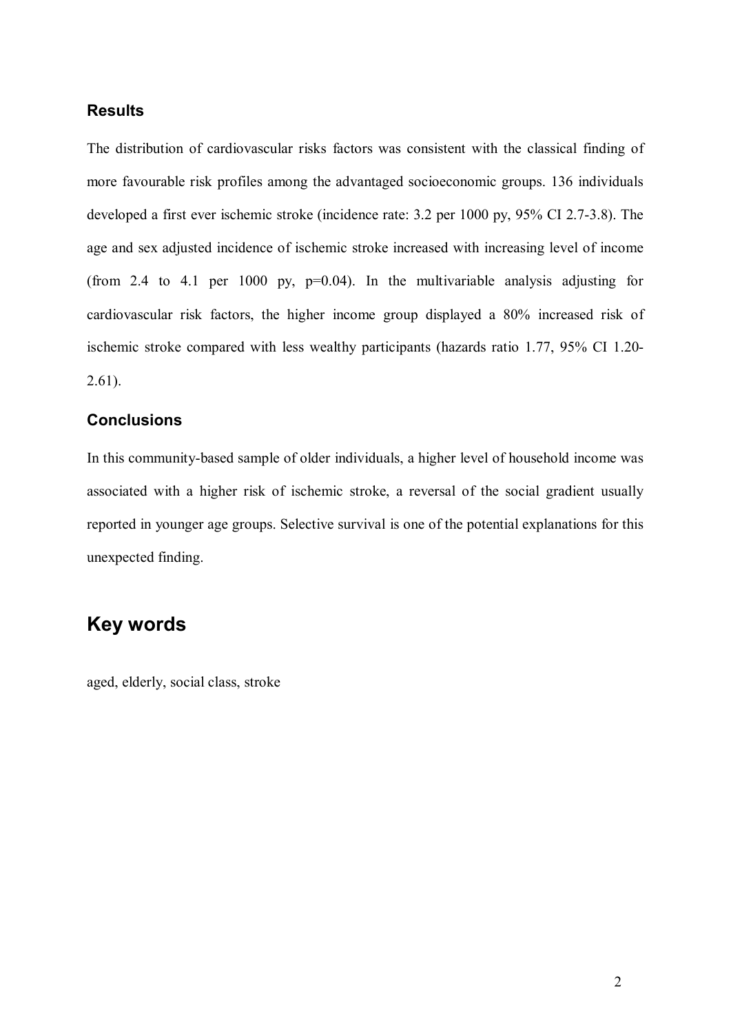### Results

The distribution of cardiovascular risks factors was consistent with the classical finding of more favourable risk profiles among the advantaged socioeconomic groups. 136 individuals developed a first ever ischemic stroke (incidence rate: 3.2 per 1000 py, 95% CI 2.7-3.8). The age and sex adjusted incidence of ischemic stroke increased with increasing level of income (from 2.4 to 4.1 per 1000 py, p=0.04). In the multivariable analysis adjusting for cardiovascular risk factors, the higher income group displayed a 80% increased risk of ischemic stroke compared with less wealthy participants (hazards ratio 1.77, 95% CI 1.20-2.61).

### Conclusions

In this community-based sample of older individuals, a higher level of household income was associated with a higher risk of ischemic stroke, a reversal of the social gradient usually reported in younger age groups. Selective survival is one of the potential explanations for this unexpected finding.

## Key words

aged, elderly, social class, stroke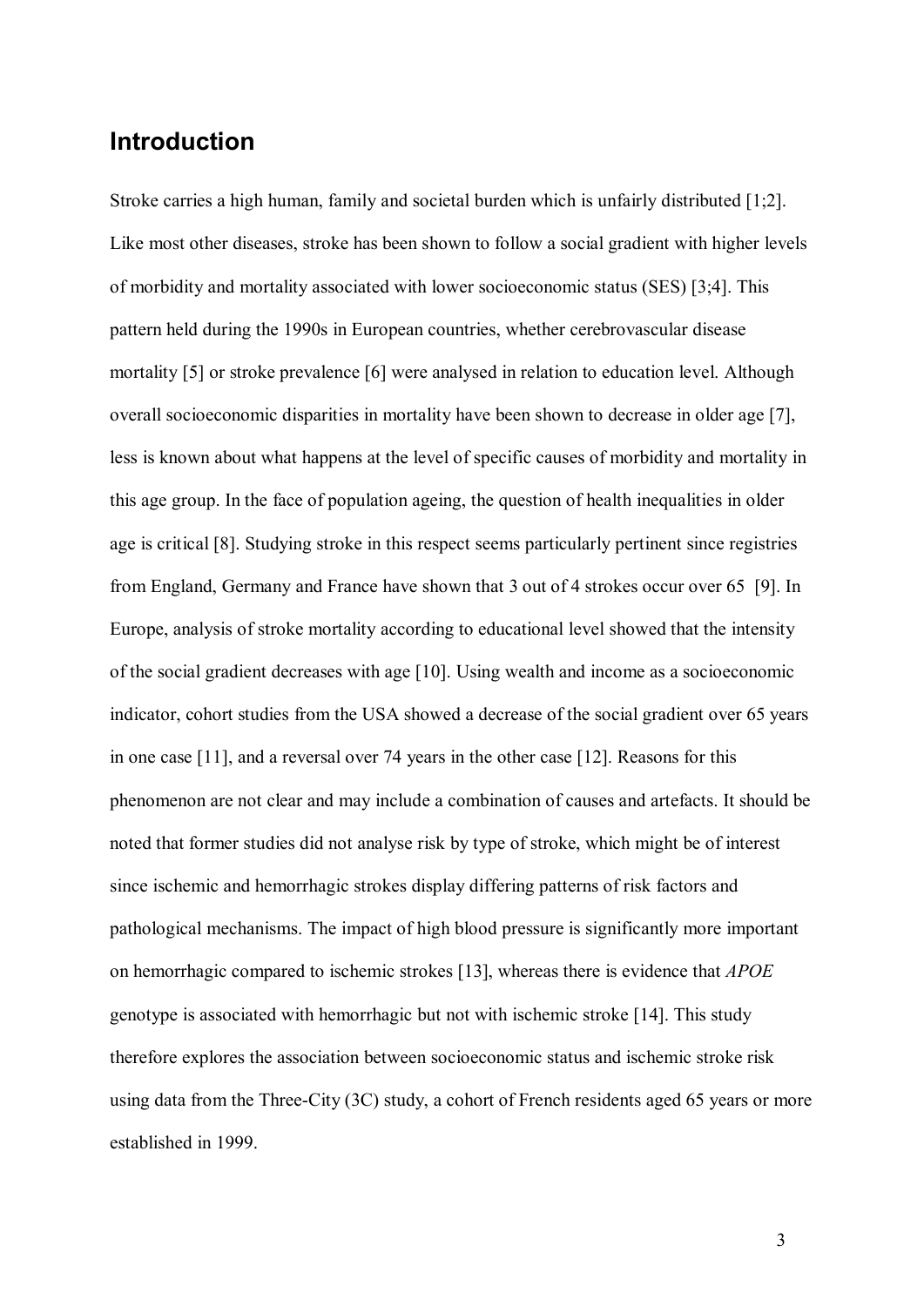## Introduction

Stroke carries a high human, family and societal burden which is unfairly distributed [1;2]. Like most other diseases, stroke has been shown to follow a social gradient with higher levels of morbidity and mortality associated with lower socioeconomic status (SES) [3;4]. This pattern held during the 1990s in European countries, whether cerebrovascular disease mortality [5] or stroke prevalence [6] were analysed in relation to education level. Although overall socioeconomic disparities in mortality have been shown to decrease in older age [7], less is known about what happens at the level of specific causes of morbidity and mortality in this age group. In the face of population ageing, the question of health inequalities in older age is critical [8]. Studying stroke in this respect seems particularly pertinent since registries from England, Germany and France have shown that 3 out of 4 strokes occur over 65 [9]. In Europe, analysis of stroke mortality according to educational level showed that the intensity of the social gradient decreases with age [10]. Using wealth and income as a socioeconomic indicator, cohort studies from the USA showed a decrease of the social gradient over 65 years in one case [11], and a reversal over 74 years in the other case [12]. Reasons for this phenomenon are not clear and may include a combination of causes and artefacts. It should be noted that former studies did not analyse risk by type of stroke, which might be of interest since ischemic and hemorrhagic strokes display differing patterns of risk factors and pathological mechanisms. The impact of high blood pressure is significantly more important on hemorrhagic compared to ischemic strokes [13], whereas there is evidence that *APOE* genotype is associated with hemorrhagic but not with ischemic stroke [14]. This study therefore explores the association between socioeconomic status and ischemic stroke risk using data from the Three-City (3C) study, a cohort of French residents aged 65 years or more established in 1999.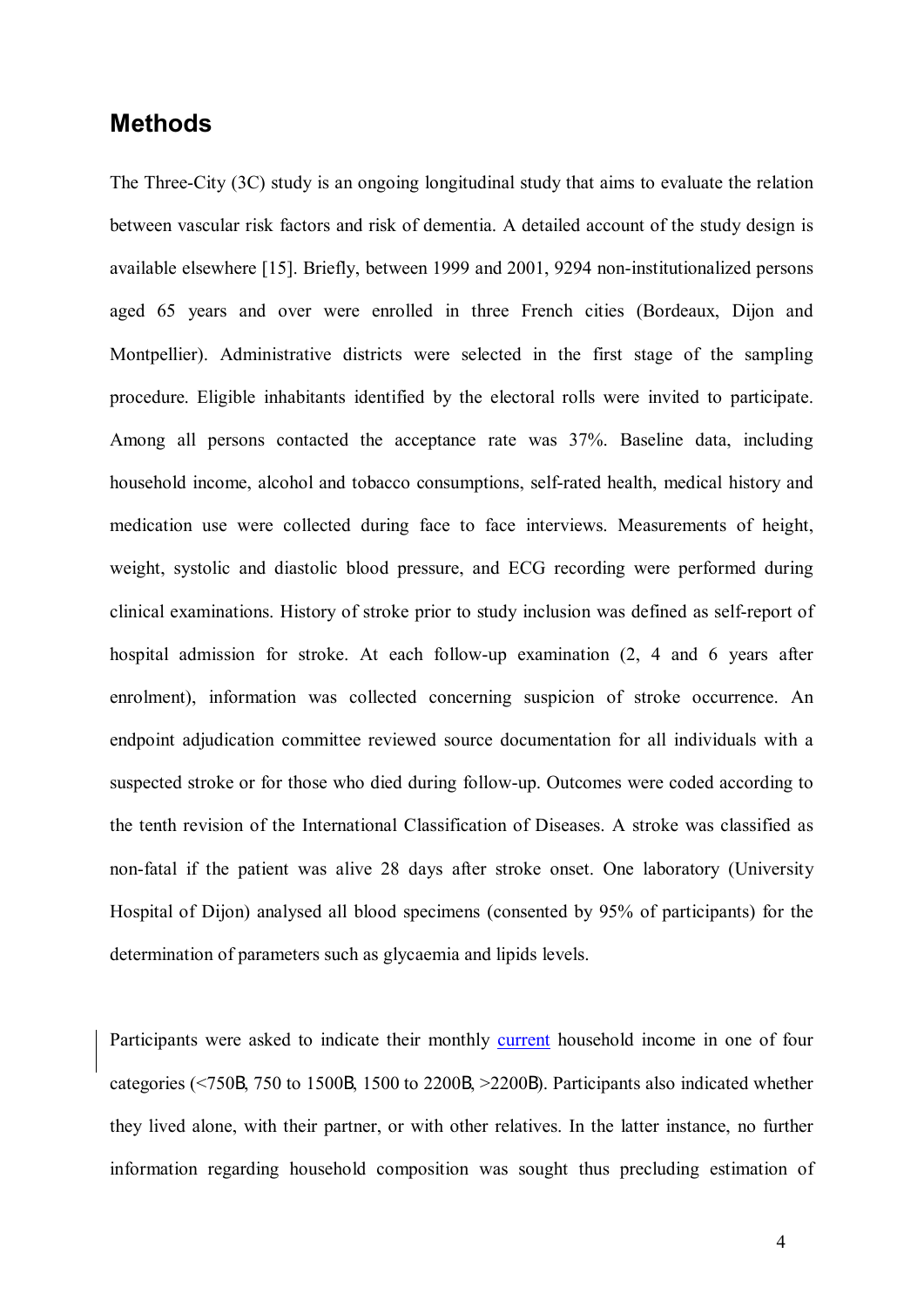## Methods

The Three-City (3C) study is an ongoing longitudinal study that aims to evaluate the relation between vascular risk factors and risk of dementia. A detailed account of the study design is available elsewhere [15]. Briefly, between 1999 and 2001, 9294 non-institutionalized persons aged 65 years and over were enrolled in three French cities (Bordeaux, Dijon and Montpellier). Administrative districts were selected in the first stage of the sampling procedure. Eligible inhabitants identified by the electoral rolls were invited to participate. Among all persons contacted the acceptance rate was 37%. Baseline data, including household income, alcohol and tobacco consumptions, self-rated health, medical history and medication use were collected during face to face interviews. Measurements of height, weight, systolic and diastolic blood pressure, and ECG recording were performed during clinical examinations. History of stroke prior to study inclusion was defined as self-report of hospital admission for stroke. At each follow-up examination (2, 4 and 6 years after enrolment), information was collected concerning suspicion of stroke occurrence. An endpoint adjudication committee reviewed source documentation for all individuals with a suspected stroke or for those who died during follow-up. Outcomes were coded according to the tenth revision of the International Classification of Diseases. A stroke was classified as non-fatal if the patient was alive 28 days after stroke onset. One laboratory (University Hospital of Dijon) analysed all blood specimens (consented by 95% of participants) for the determination of parameters such as glycaemia and lipids levels.

Participants were asked to indicate their monthly current household income in one of four categories (<750€, 750 to 1500€, 1500 to 2200€, >2200€). Participants also indicated whether they lived alone, with their partner, or with other relatives. In the latter instance, no further information regarding household composition was sought thus precluding estimation of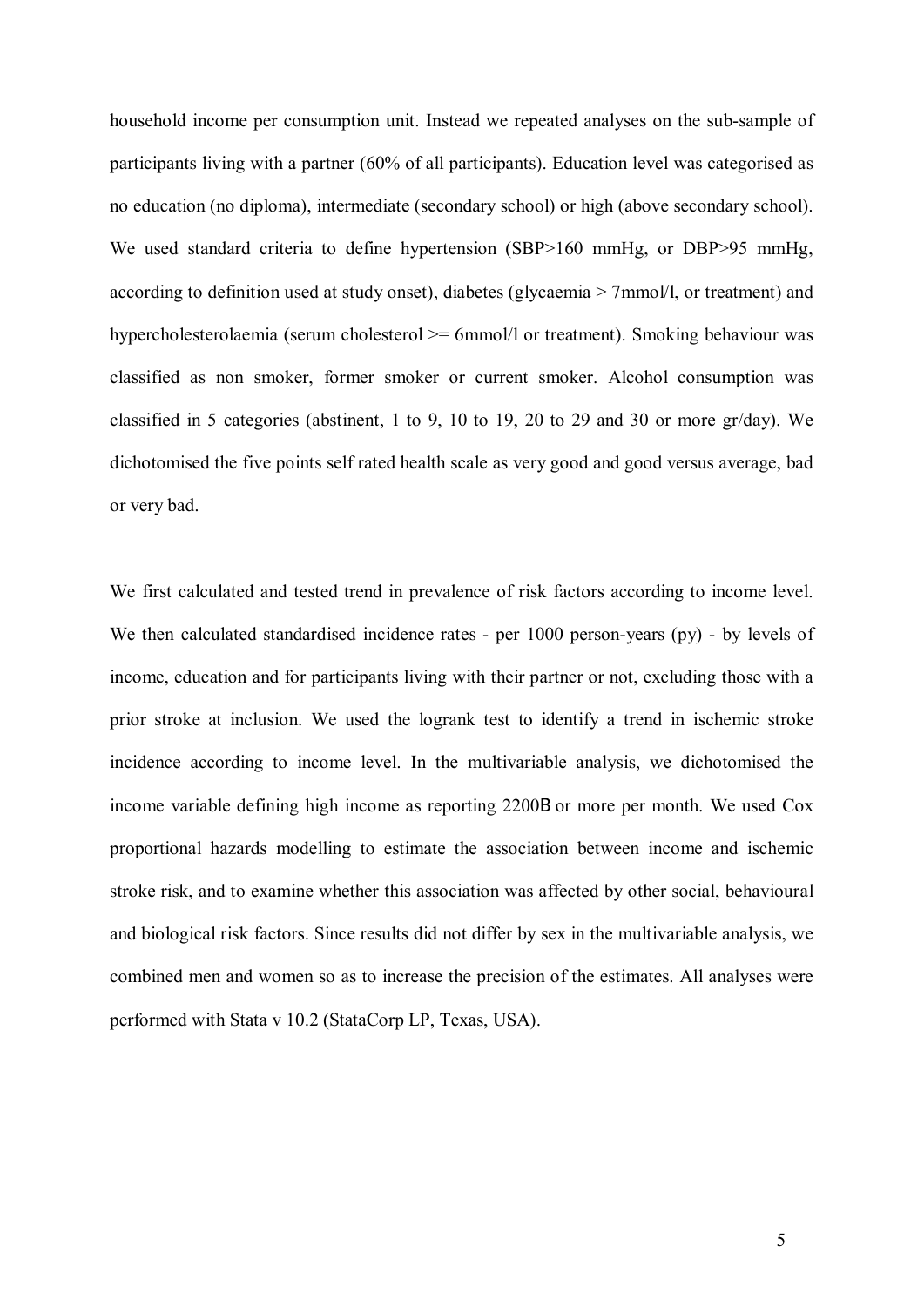household income per consumption unit. Instead we repeated analyses on the sub-sample of participants living with a partner (60% of all participants). Education level was categorised as no education (no diploma), intermediate (secondary school) or high (above secondary school). We used standard criteria to define hypertension (SBP>160 mmHg, or DBP>95 mmHg, according to definition used at study onset), diabetes (glycaemia > 7mmol/l, or treatment) and hypercholesterolaemia (serum cholesterol >= 6mmol/l or treatment). Smoking behaviour was classified as non smoker, former smoker or current smoker. Alcohol consumption was classified in 5 categories (abstinent, 1 to 9, 10 to 19, 20 to 29 and 30 or more gr/day). We dichotomised the five points self rated health scale as very good and good versus average, bad or very bad.

We first calculated and tested trend in prevalence of risk factors according to income level. We then calculated standardised incidence rates - per 1000 person-years (py) - by levels of income, education and for participants living with their partner or not, excluding those with a prior stroke at inclusion. We used the logrank test to identify a trend in ischemic stroke incidence according to income level. In the multivariable analysis, we dichotomised the income variable defining high income as reporting 2200B or more per month. We used Cox proportional hazards modelling to estimate the association between income and ischemic stroke risk, and to examine whether this association was affected by other social, behavioural and biological risk factors. Since results did not differ by sex in the multivariable analysis, we combined men and women so as to increase the precision of the estimates. All analyses were performed with Stata v 10.2 (StataCorp LP, Texas, USA).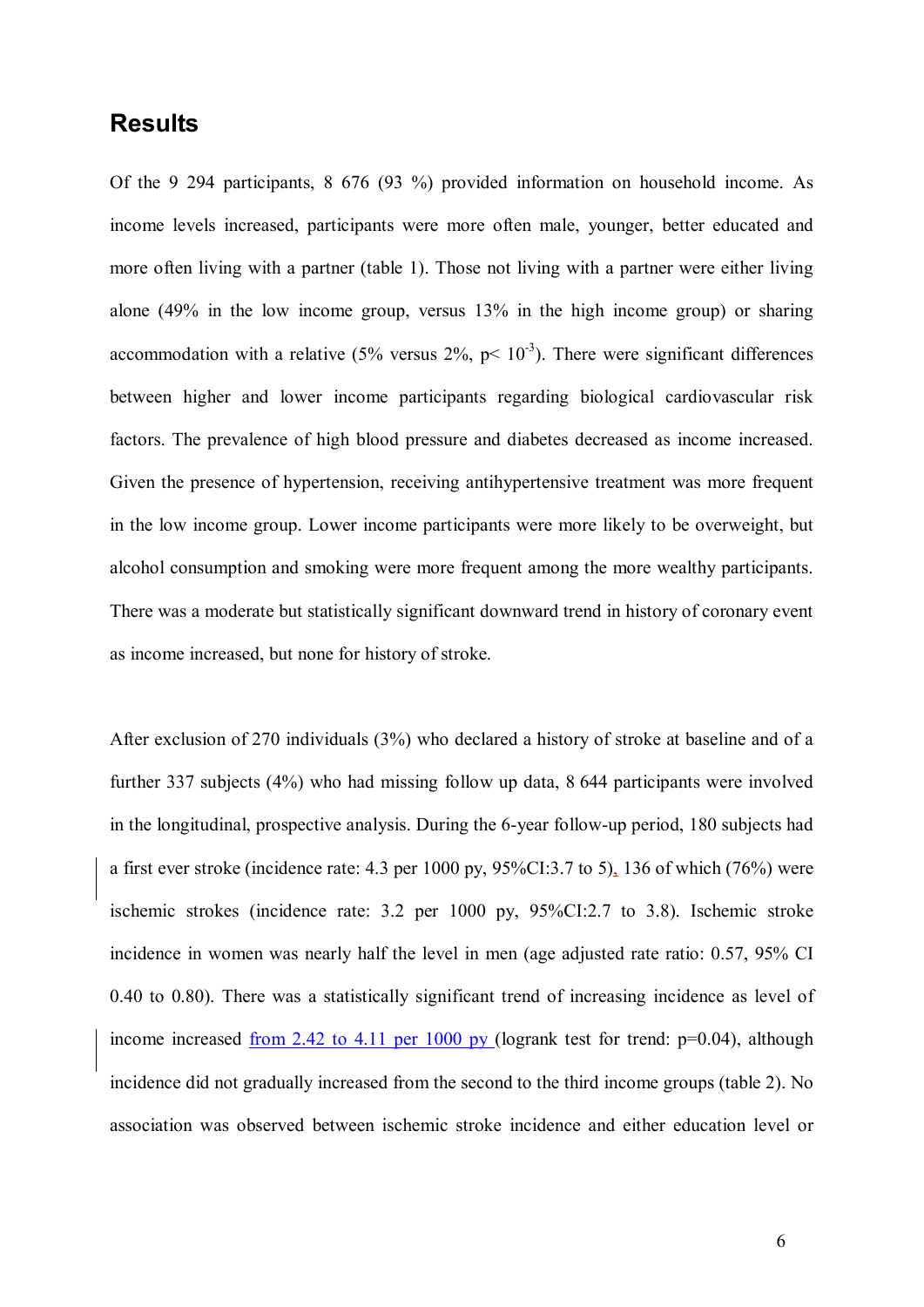## Results

Of the 9 294 participants, 8 676 (93 %) provided information on household income. As income levels increased, participants were more often male, younger, better educated and more often living with a partner (table 1). Those not living with a partner were either living alone (49% in the low income group, versus 13% in the high income group) or sharing accommodation with a relative (5% versus 2%, $p< 10^{-3}$). There were significant differences between higher and lower income participants regarding biological cardiovascular risk factors. The prevalence of high blood pressure and diabetes decreased as income increased. Given the presence of hypertension, receiving antihypertensive treatment was more frequent in the low income group. Lower income participants were more likely to be overweight, but alcohol consumption and smoking were more frequent among the more wealthy participants. There was a moderate but statistically significant downward trend in history of coronary event as income increased, but none for history of stroke.

After exclusion of 270 individuals (3%) who declared a history of stroke at baseline and of a further 337 subjects (4%) who had missing follow up data, 8 644 participants were involved in the longitudinal, prospective analysis. During the 6-year follow-up period, 180 subjects had a first ever stroke (incidence rate: 4.3 per 1000 py, 95%CI:3.7 to 5), 136 of which (76%) were ischemic strokes (incidence rate: 3.2 per 1000 py, 95%CI:2.7 to 3.8). Ischemic stroke incidence in women was nearly half the level in men (age adjusted rate ratio: 0.57, 95% CI 0.40 to 0.80). There was a statistically significant trend of increasing incidence as level of income increased from 2.42 to 4.11 per 1000 py (logrank test for trend: p=0.04), although incidence did not gradually increased from the second to the third income groups (table 2). No association was observed between ischemic stroke incidence and either education level or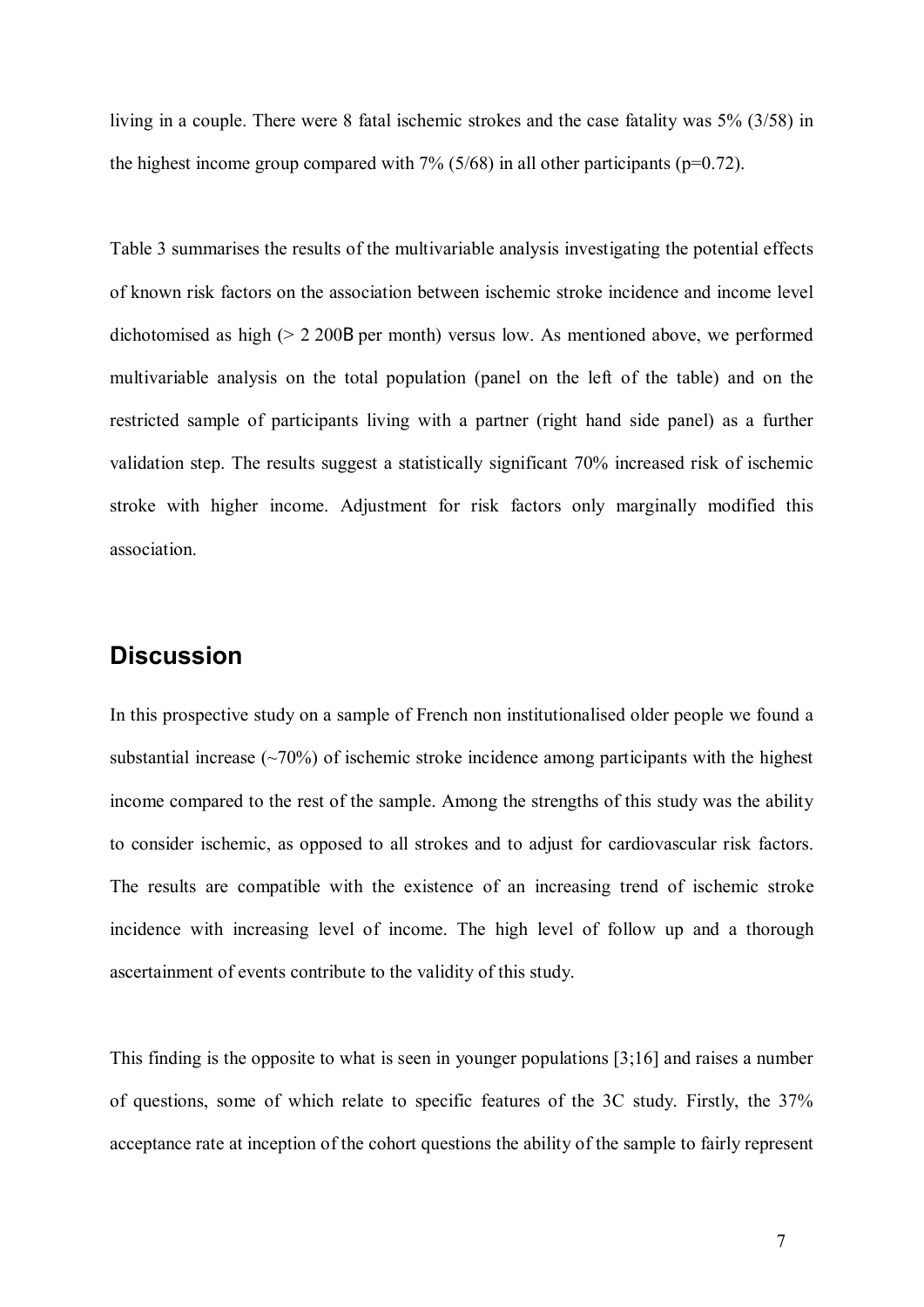living in a couple. There were 8 fatal ischemic strokes and the case fatality was 5% (3/58) in the highest income group compared with 7% (5/68) in all other participants (p=0.72).

Table 3 summarises the results of the multivariable analysis investigating the potential effects of known risk factors on the association between ischemic stroke incidence and income level dichotomised as high (> 2 200B per month) versus low. As mentioned above, we performed multivariable analysis on the total population (panel on the left of the table) and on the restricted sample of participants living with a partner (right hand side panel) as a further validation step. The results suggest a statistically significant 70% increased risk of ischemic stroke with higher income. Adjustment for risk factors only marginally modified this association.

## Discussion

In this prospective study on a sample of French non institutionalised older people we found a substantial increase (~70%) of ischemic stroke incidence among participants with the highest income compared to the rest of the sample. Among the strengths of this study was the ability to consider ischemic, as opposed to all strokes and to adjust for cardiovascular risk factors. The results are compatible with the existence of an increasing trend of ischemic stroke incidence with increasing level of income. The high level of follow up and a thorough ascertainment of events contribute to the validity of this study.

This finding is the opposite to what is seen in younger populations [3;16] and raises a number of questions, some of which relate to specific features of the 3C study. Firstly, the 37% acceptance rate at inception of the cohort questions the ability of the sample to fairly represent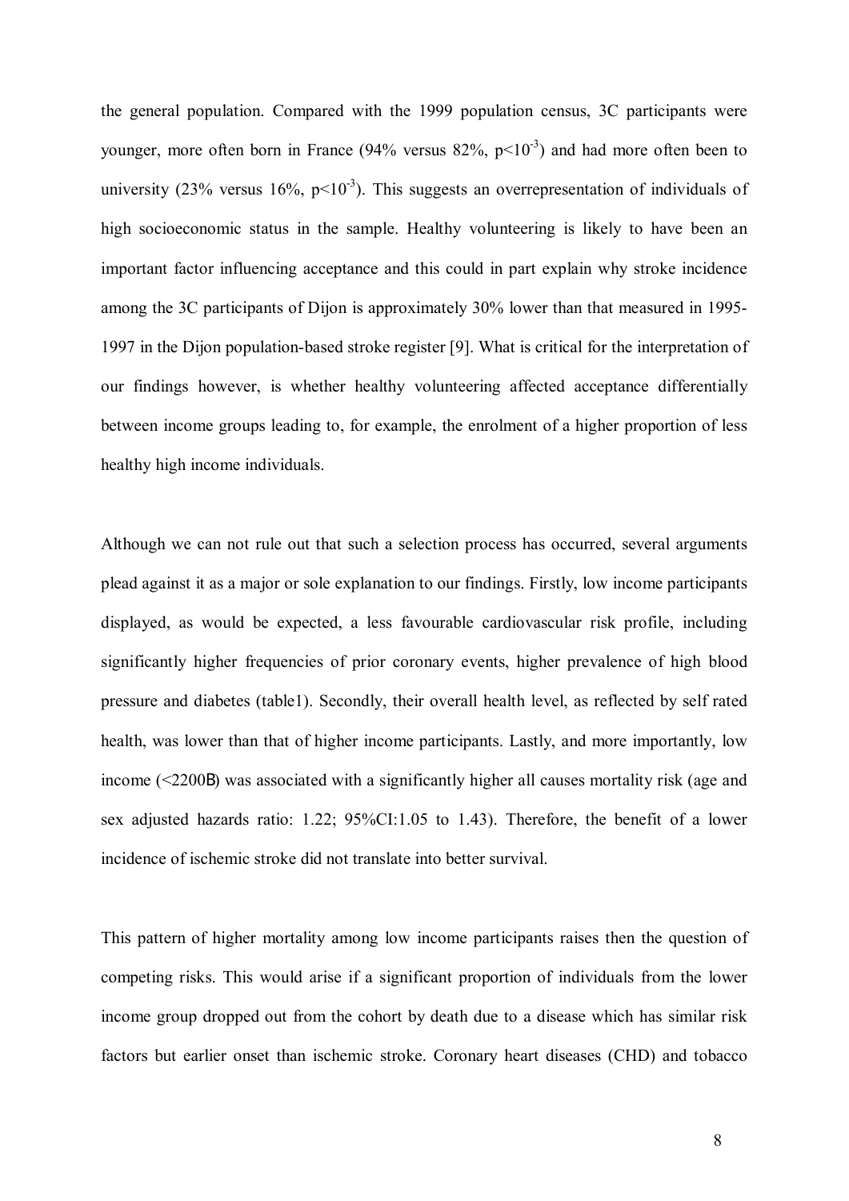the general population. Compared with the 1999 population census, 3C participants were younger, more often born in France (94% versus 82%, $p<10^{-3}$) and had more often been to university (23% versus 16%, $p<10^{-3}$). This suggests an overrepresentation of individuals of high socioeconomic status in the sample. Healthy volunteering is likely to have been an important factor influencing acceptance and this could in part explain why stroke incidence among the 3C participants of Dijon is approximately 30% lower than that measured in 1995-1997 in the Dijon population-based stroke register [9]. What is critical for the interpretation of our findings however, is whether healthy volunteering affected acceptance differentially between income groups leading to, for example, the enrolment of a higher proportion of less healthy high income individuals.

Although we can not rule out that such a selection process has occurred, several arguments plead against it as a major or sole explanation to our findings. Firstly, low income participants displayed, as would be expected, a less favourable cardiovascular risk profile, including significantly higher frequencies of prior coronary events, higher prevalence of high blood pressure and diabetes (table1). Secondly, their overall health level, as reflected by self rated health, was lower than that of higher income participants. Lastly, and more importantly, low income (<2200B) was associated with a significantly higher all causes mortality risk (age and sex adjusted hazards ratio: 1.22; 95%CI:1.05 to 1.43). Therefore, the benefit of a lower incidence of ischemic stroke did not translate into better survival.

This pattern of higher mortality among low income participants raises then the question of competing risks. This would arise if a significant proportion of individuals from the lower income group dropped out from the cohort by death due to a disease which has similar risk factors but earlier onset than ischemic stroke. Coronary heart diseases (CHD) and tobacco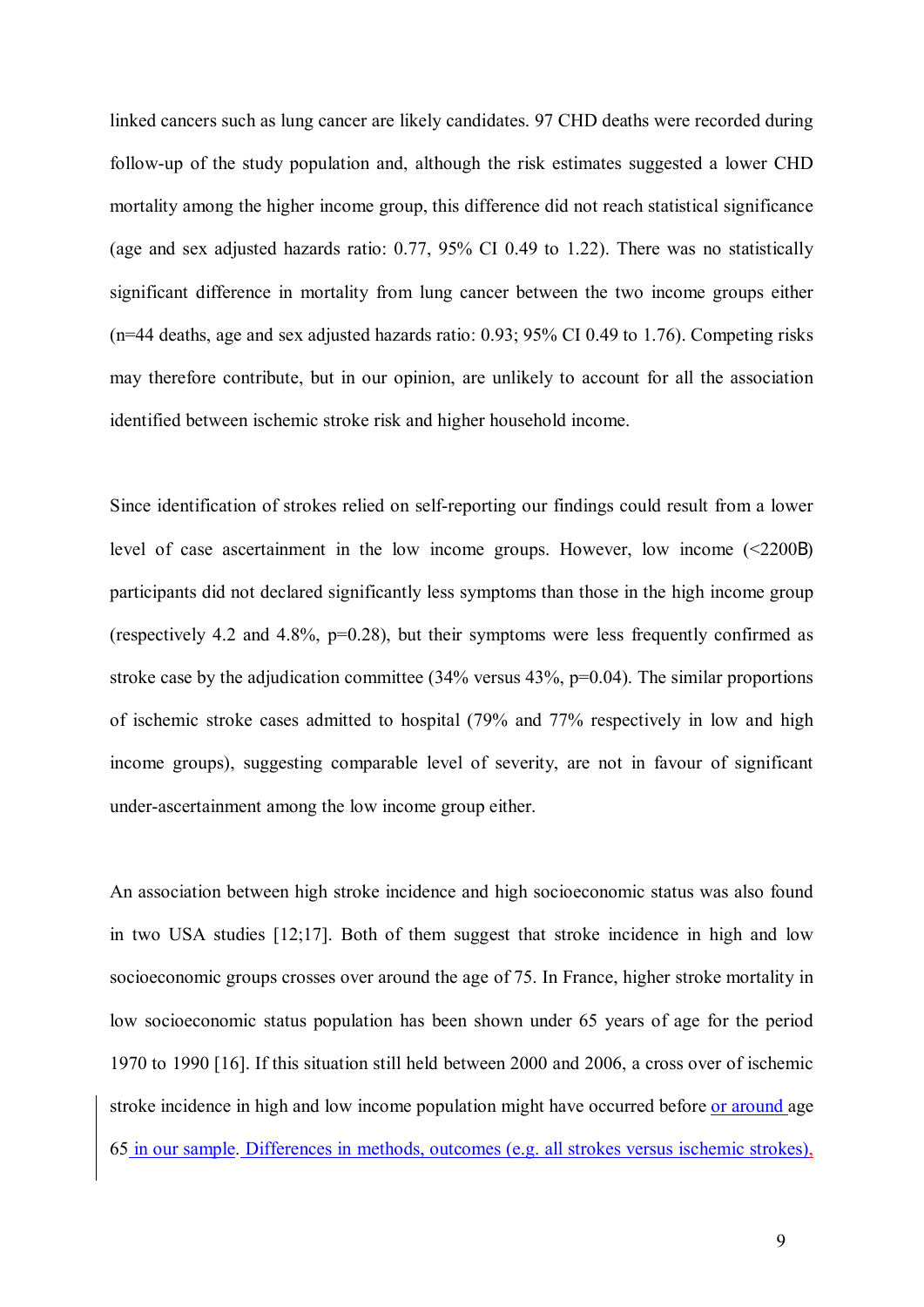linked cancers such as lung cancer are likely candidates. 97 CHD deaths were recorded during follow-up of the study population and, although the risk estimates suggested a lower CHD mortality among the higher income group, this difference did not reach statistical significance (age and sex adjusted hazards ratio: 0.77, 95% CI 0.49 to 1.22). There was no statistically significant difference in mortality from lung cancer between the two income groups either (n=44 deaths, age and sex adjusted hazards ratio: 0.93; 95% CI 0.49 to 1.76). Competing risks may therefore contribute, but in our opinion, are unlikely to account for all the association identified between ischemic stroke risk and higher household income.

Since identification of strokes relied on self-reporting our findings could result from a lower level of case ascertainment in the low income groups. However, low income (<2200₿) participants did not declared significantly less symptoms than those in the high income group (respectively 4.2 and 4.8%, p=0.28), but their symptoms were less frequently confirmed as stroke case by the adjudication committee (34% versus 43%, p=0.04). The similar proportions of ischemic stroke cases admitted to hospital (79% and 77% respectively in low and high income groups), suggesting comparable level of severity, are not in favour of significant under-ascertainment among the low income group either.

An association between high stroke incidence and high socioeconomic status was also found in two USA studies [12;17]. Both of them suggest that stroke incidence in high and low socioeconomic groups crosses over around the age of 75. In France, higher stroke mortality in low socioeconomic status population has been shown under 65 years of age for the period 1970 to 1990 [16]. If this situation still held between 2000 and 2006, a cross over of ischemic stroke incidence in high and low income population might have occurred before or around age 65 in our sample. Differences in methods, outcomes (e.g. all strokes versus ischemic strokes),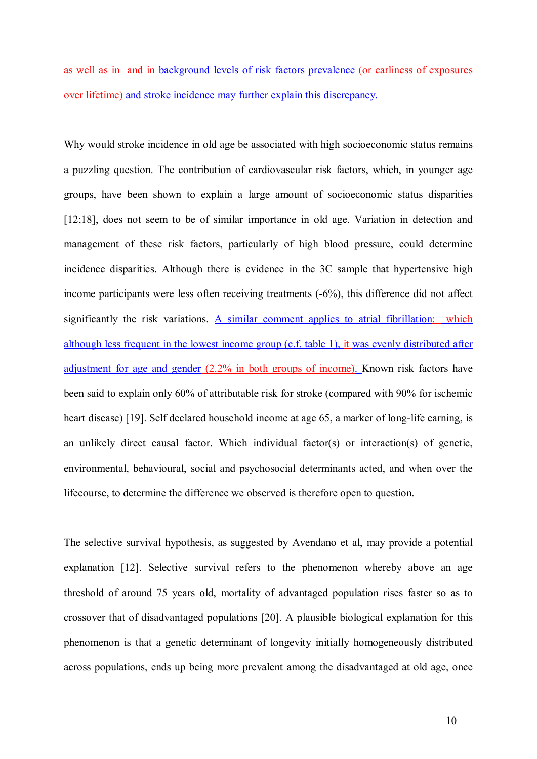as well as in background levels of risk factors prevalence (or earliness of exposures over lifetime) and stroke incidence may further explain this discrepancy.

Why would stroke incidence in old age be associated with high socioeconomic status remains a puzzling question. The contribution of cardiovascular risk factors, which, in younger age groups, have been shown to explain a large amount of socioeconomic status disparities [12;18], does not seem to be of similar importance in old age. Variation in detection and management of these risk factors, particularly of high blood pressure, could determine incidence disparities. Although there is evidence in the 3C sample that hypertensive high income participants were less often receiving treatments (-6%), this difference did not affect significantly the risk variations. A similar comment applies to atrial fibrillation: although less frequent in the lowest income group (c.f. table 1), it was evenly distributed after adjustment for age and gender (2.2% in both groups of income). Known risk factors have been said to explain only 60% of attributable risk for stroke (compared with 90% for ischemic heart disease) [19]. Self declared household income at age 65, a marker of long-life earning, is an unlikely direct causal factor. Which individual factor(s) or interaction(s) of genetic, environmental, behavioural, social and psychosocial determinants acted, and when over the lifecourse, to determine the difference we observed is therefore open to question.

The selective survival hypothesis, as suggested by Avendano et al, may provide a potential explanation [12]. Selective survival refers to the phenomenon whereby above an age threshold of around 75 years old, mortality of advantaged population rises faster so as to crossover that of disadvantaged populations [20]. A plausible biological explanation for this phenomenon is that a genetic determinant of longevity initially homogeneously distributed across populations, ends up being more prevalent among the disadvantaged at old age, once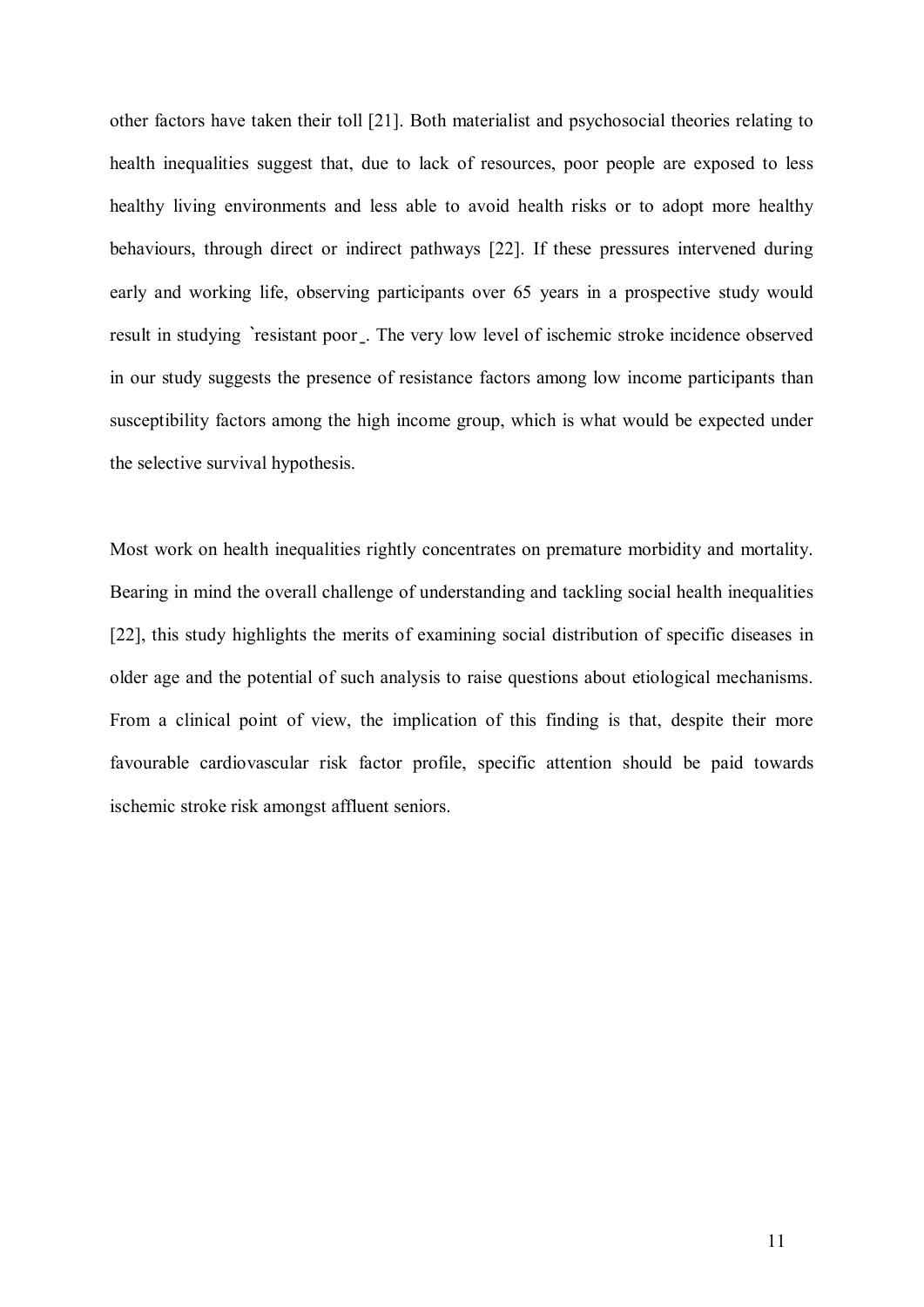other factors have taken their toll [21]. Both materialist and psychosocial theories relating to health inequalities suggest that, due to lack of resources, poor people are exposed to less healthy living environments and less able to avoid health risks or to adopt more healthy behaviours, through direct or indirect pathways [22]. If these pressures intervened during early and working life, observing participants over 65 years in a prospective study would result in studying `resistant poor_. The very low level of ischemic stroke incidence observed in our study suggests the presence of resistance factors among low income participants than susceptibility factors among the high income group, which is what would be expected under the selective survival hypothesis.

Most work on health inequalities rightly concentrates on premature morbidity and mortality. Bearing in mind the overall challenge of understanding and tackling social health inequalities [22], this study highlights the merits of examining social distribution of specific diseases in older age and the potential of such analysis to raise questions about etiological mechanisms. From a clinical point of view, the implication of this finding is that, despite their more favourable cardiovascular risk factor profile, specific attention should be paid towards ischemic stroke risk amongst affluent seniors.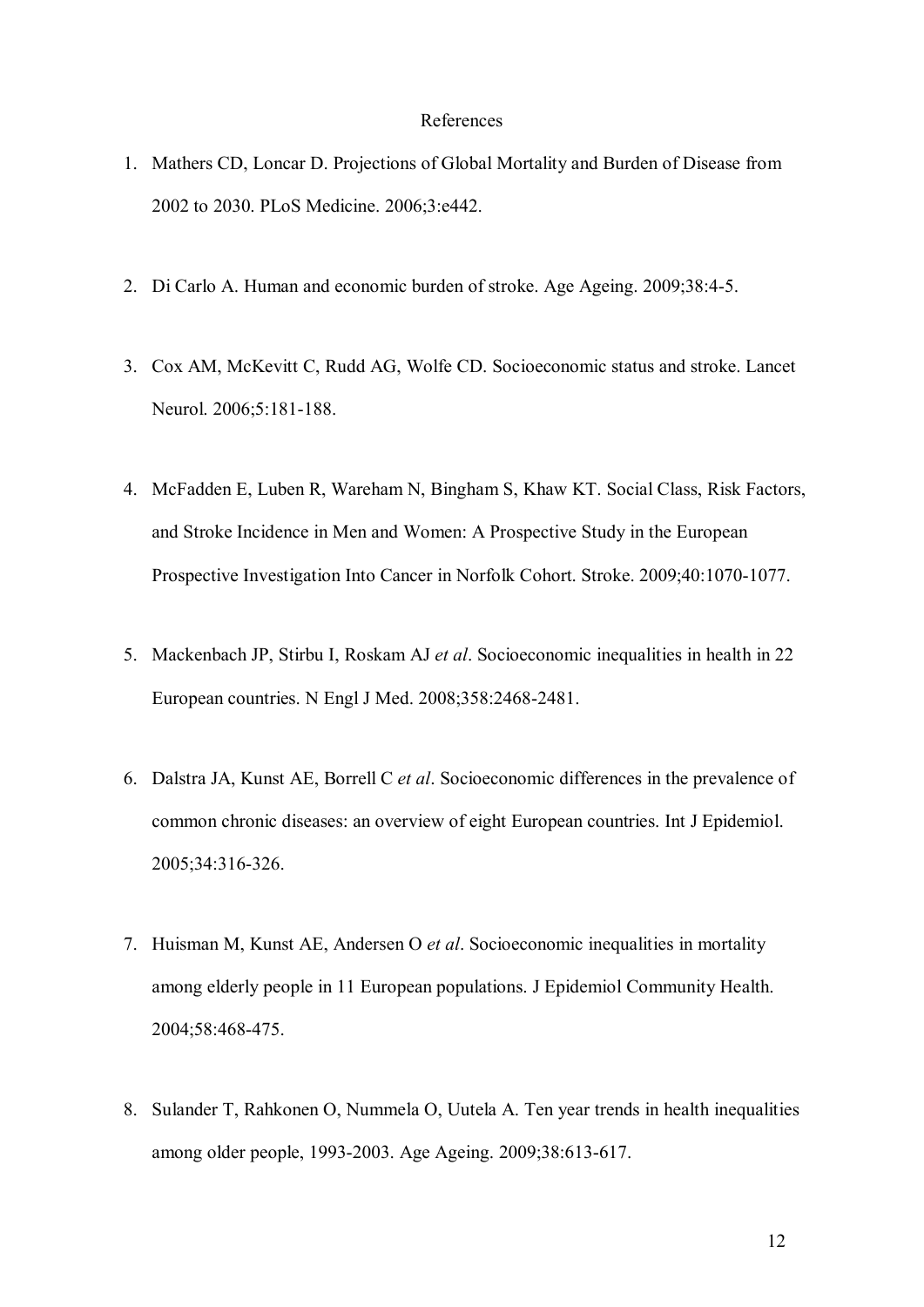# References

1. Mathers CD, Loncar D. Projections of Global Mortality and Burden of Disease from 2002 to 2030. PLoS Medicine. 2006;3:e442.

2. Di Carlo A. Human and economic burden of stroke. Age Ageing. 2009;38:4-5.

3. Cox AM, McKevitt C, Rudd AG, Wolfe CD. Socioeconomic status and stroke. Lancet Neurol. 2006;5:181-188.

4. McFadden E, Luben R, Wareham N, Bingham S, Khaw KT. Social Class, Risk Factors, and Stroke Incidence in Men and Women: A Prospective Study in the European Prospective Investigation Into Cancer in Norfolk Cohort. Stroke. 2009;40:1070-1077.

5. Mackenbach JP, Stirbu I, Roskam AJ *et al*. Socioeconomic inequalities in health in 22 European countries. N Engl J Med. 2008;358:2468-2481.

6. Dalstra JA, Kunst AE, Borrell C *et al*. Socioeconomic differences in the prevalence of common chronic diseases: an overview of eight European countries. Int J Epidemiol. 2005;34:316-326.

7. Huisman M, Kunst AE, Andersen O *et al*. Socioeconomic inequalities in mortality among elderly people in 11 European populations. J Epidemiol Community Health. 2004;58:468-475.

8. Sulander T, Rahkonen O, Nummela O, Uutela A. Ten year trends in health inequalities among older people, 1993-2003. Age Ageing. 2009;38:613-617.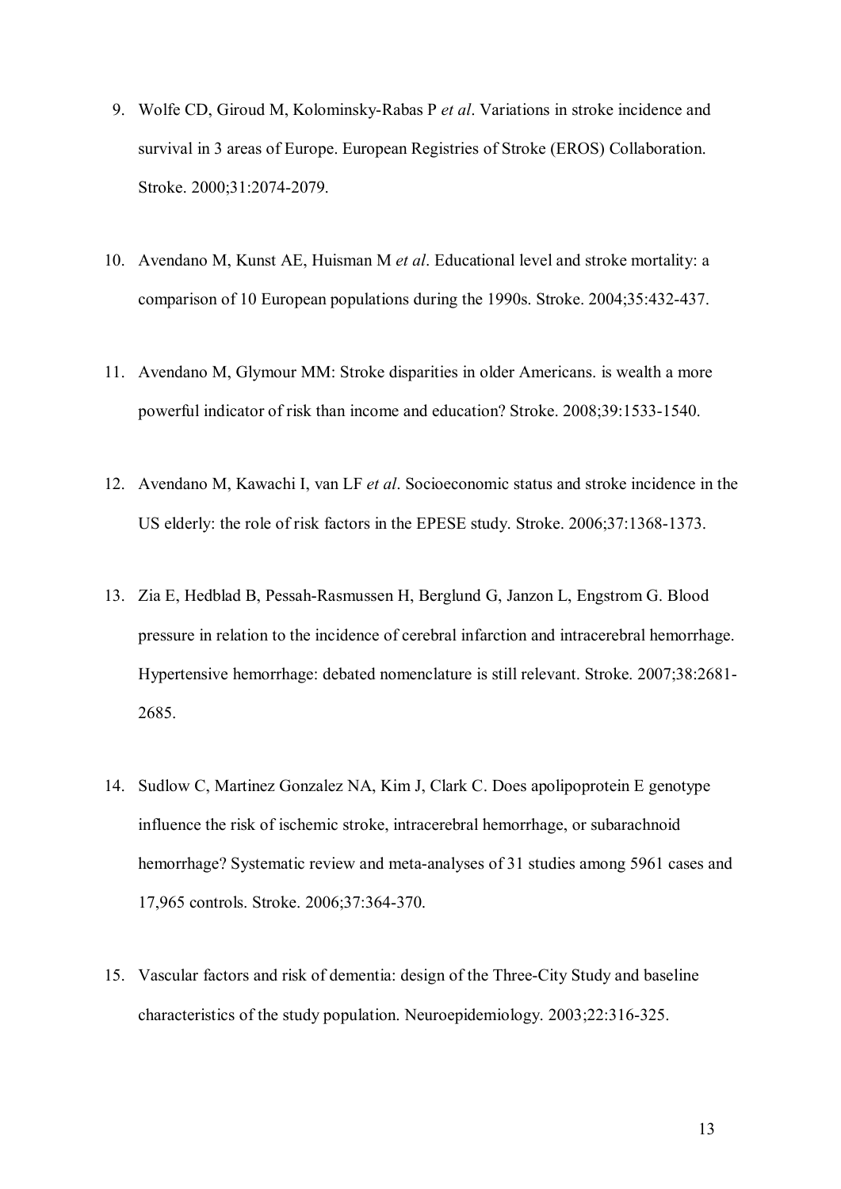9. Wolfe CD, Giroud M, Kolominsky-Rabas P *et al*. Variations in stroke incidence and survival in 3 areas of Europe. European Registries of Stroke (EROS) Collaboration. Stroke. 2000;31:2074-2079.

10. Avendano M, Kunst AE, Huisman M *et al*. Educational level and stroke mortality: a comparison of 10 European populations during the 1990s. Stroke. 2004;35:432-437.

11. Avendano M, Glymour MM: Stroke disparities in older Americans. is wealth a more powerful indicator of risk than income and education? Stroke. 2008;39:1533-1540.

12. Avendano M, Kawachi I, van LF *et al*. Socioeconomic status and stroke incidence in the US elderly: the role of risk factors in the EPESE study. Stroke. 2006;37:1368-1373.

13. Zia E, Hedblad B, Pessah-Rasmussen H, Berglund G, Janzon L, Engstrom G. Blood pressure in relation to the incidence of cerebral infarction and intracerebral hemorrhage. Hypertensive hemorrhage: debated nomenclature is still relevant. Stroke. 2007;38:2681-2685.

14. Sudlow C, Martinez Gonzalez NA, Kim J, Clark C. Does apolipoprotein E genotype influence the risk of ischemic stroke, intracerebral hemorrhage, or subarachnoid hemorrhage? Systematic review and meta-analyses of 31 studies among 5961 cases and 17,965 controls. Stroke. 2006;37:364-370.

15. Vascular factors and risk of dementia: design of the Three-City Study and baseline characteristics of the study population. Neuroepidemiology. 2003;22:316-325.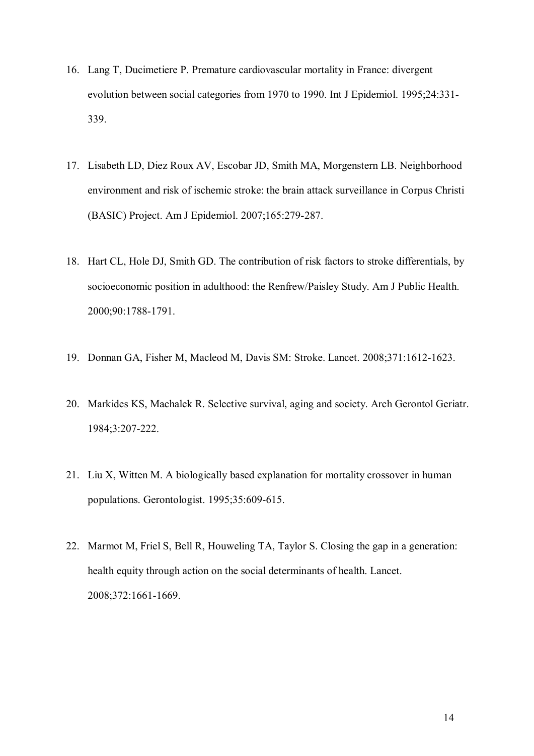16. Lang T, Ducimetiere P. Premature cardiovascular mortality in France: divergent evolution between social categories from 1970 to 1990. Int J Epidemiol. 1995;24:331-339.

17. Lisabeth LD, Diez Roux AV, Escobar JD, Smith MA, Morgenstern LB. Neighborhood environment and risk of ischemic stroke: the brain attack surveillance in Corpus Christi (BASIC) Project. Am J Epidemiol. 2007;165:279-287.

18. Hart CL, Hole DJ, Smith GD. The contribution of risk factors to stroke differentials, by socioeconomic position in adulthood: the Renfrew/Paisley Study. Am J Public Health. 2000;90:1788-1791.

19. Donnan GA, Fisher M, Macleod M, Davis SM: Stroke. Lancet. 2008;371:1612-1623.

20. Markides KS, Machalek R. Selective survival, aging and society. Arch Gerontol Geriatr. 1984;3:207-222.

21. Liu X, Witten M. A biologically based explanation for mortality crossover in human populations. Gerontologist. 1995;35:609-615.

22. Marmot M, Friel S, Bell R, Houweling TA, Taylor S. Closing the gap in a generation: health equity through action on the social determinants of health. Lancet. 2008;372:1661-1669.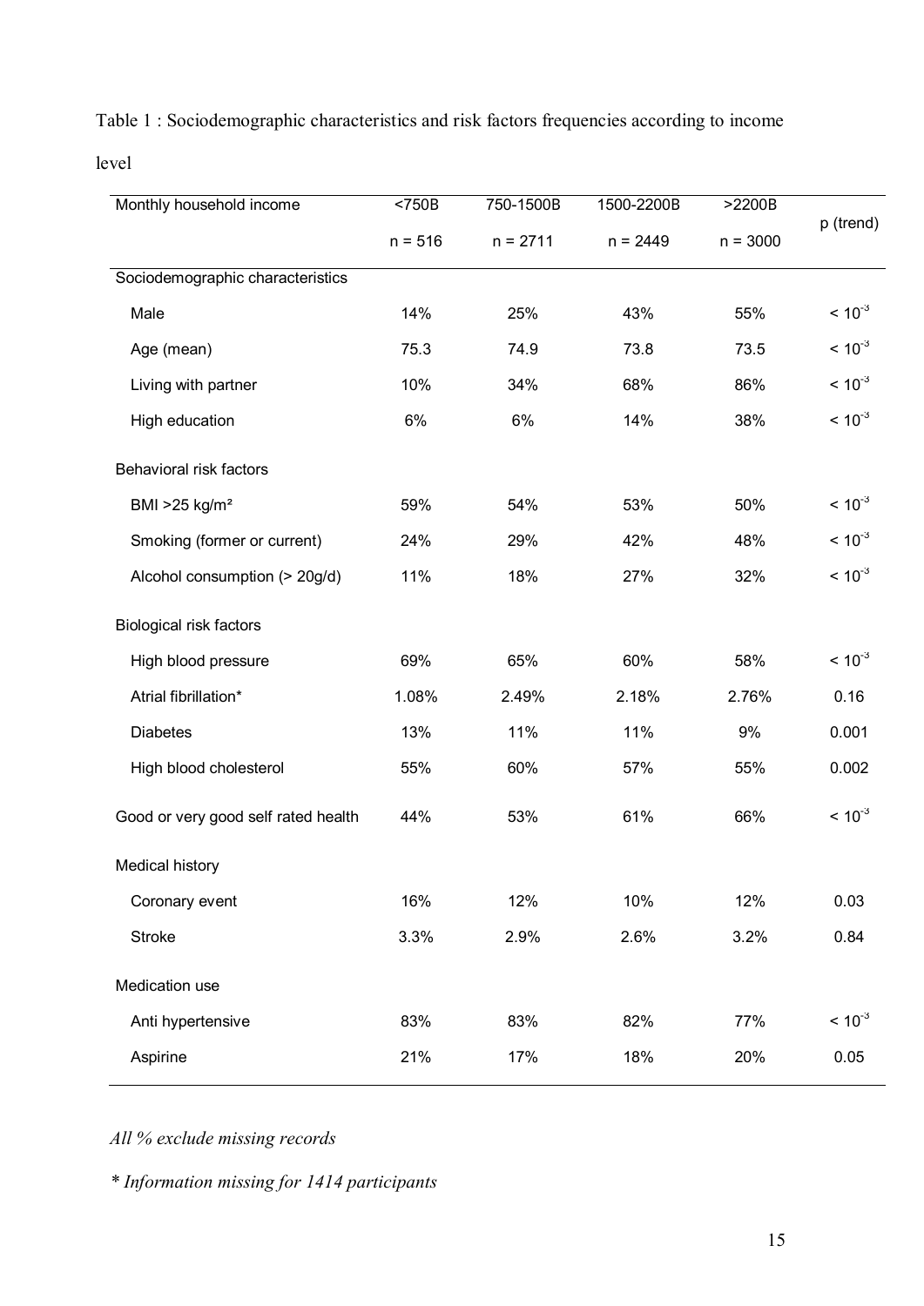Table 1 : Sociodemographic characteristics and risk factors frequencies according to income level

| Monthly household income | <750B n = 516 | 750-1500B n = 2711 | 1500-2200B n = 2449 | >2200B n = 3000 | p (trend) |
|---|---|---|---|---|---|
| Sociodemographic characteristics | | | | | |
| Male | 14% | 25% | 43% | 55% | $< 10^{-3}$ |
| Age (mean) | 75.3 | 74.9 | 73.8 | 73.5 | $< 10^{-3}$ |
| Living with partner | 10% | 34% | 68% | 86% | $< 10^{-3}$ |
| High education | 6% | 6% | 14% | 38% | $< 10^{-3}$ |
| Behavioral risk factors | | | | | |
| BMI >25 kg/m² | 59% | 54% | 53% | 50% | $< 10^{-3}$ |
| Smoking (former or current) | 24% | 29% | 42% | 48% | $< 10^{-3}$ |
| Alcohol consumption (> 20g/d) | 11% | 18% | 27% | 32% | $< 10^{-3}$ |
| Biological risk factors | | | | | |
| High blood pressure | 69% | 65% | 60% | 58% | $< 10^{-3}$ |
| Atrial fibrillation* | 1.08% | 2.49% | 2.18% | 2.76% | 0.16 |
| Diabetes | 13% | 11% | 11% | 9% | 0.001 |
| High blood cholesterol | 55% | 60% | 57% | 55% | 0.002 |
| Good or very good self rated health | 44% | 53% | 61% | 66% | $< 10^{-3}$ |
| Medical history | | | | | |
| Coronary event | 16% | 12% | 10% | 12% | 0.03 |
| Stroke | 3.3% | 2.9% | 2.6% | 3.2% | 0.84 |
| Medication use | | | | | |
| Anti hypertensive | 83% | 83% | 82% | 77% | $< 10^{-3}$ |
| Aspirine | 21% | 17% | 18% | 20% | 0.05 |

*All % exclude missing records*

*\* Information missing for 1414 participants*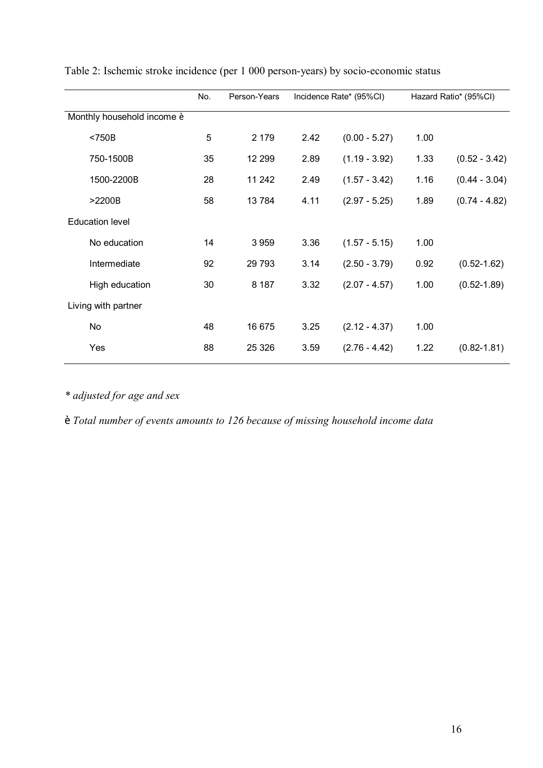Table 2: Ischemic stroke incidence (per 1 000 person-years) by socio-economic status

| | No. | Person-Years | Incidence Rate* (95%CI) | | Hazard Ratio* (95%CI) | |
|---|---|---|---|---|---|---|
| Monthly household income è | | | | | | |
| <750B | 5 | 2 179 | 2.42 | (0.00 - 5.27) | 1.00 | |
| 750-1500B | 35 | 12 299 | 2.89 | (1.19 - 3.92) | 1.33 | (0.52 - 3.42) |
| 1500-2200B | 28 | 11 242 | 2.49 | (1.57 - 3.42) | 1.16 | (0.44 - 3.04) |
| >2200B | 58 | 13 784 | 4.11 | (2.97 - 5.25) | 1.89 | (0.74 - 4.82) |
| Education level | | | | | | |
| No education | 14 | 3 959 | 3.36 | (1.57 - 5.15) | 1.00 | |
| Intermediate | 92 | 29 793 | 3.14 | (2.50 - 3.79) | 0.92 | (0.52-1.62) |
| High education | 30 | 8 187 | 3.32 | (2.07 - 4.57) | 1.00 | (0.52-1.89) |
| Living with partner | | | | | | |
| No | 48 | 16 675 | 3.25 | (2.12 - 4.37) | 1.00 | |
| Yes | 88 | 25 326 | 3.59 | (2.76 - 4.42) | 1.22 | (0.82-1.81) |

*\* adjusted for age and sex*

è *Total number of events amounts to 126 because of missing household income data*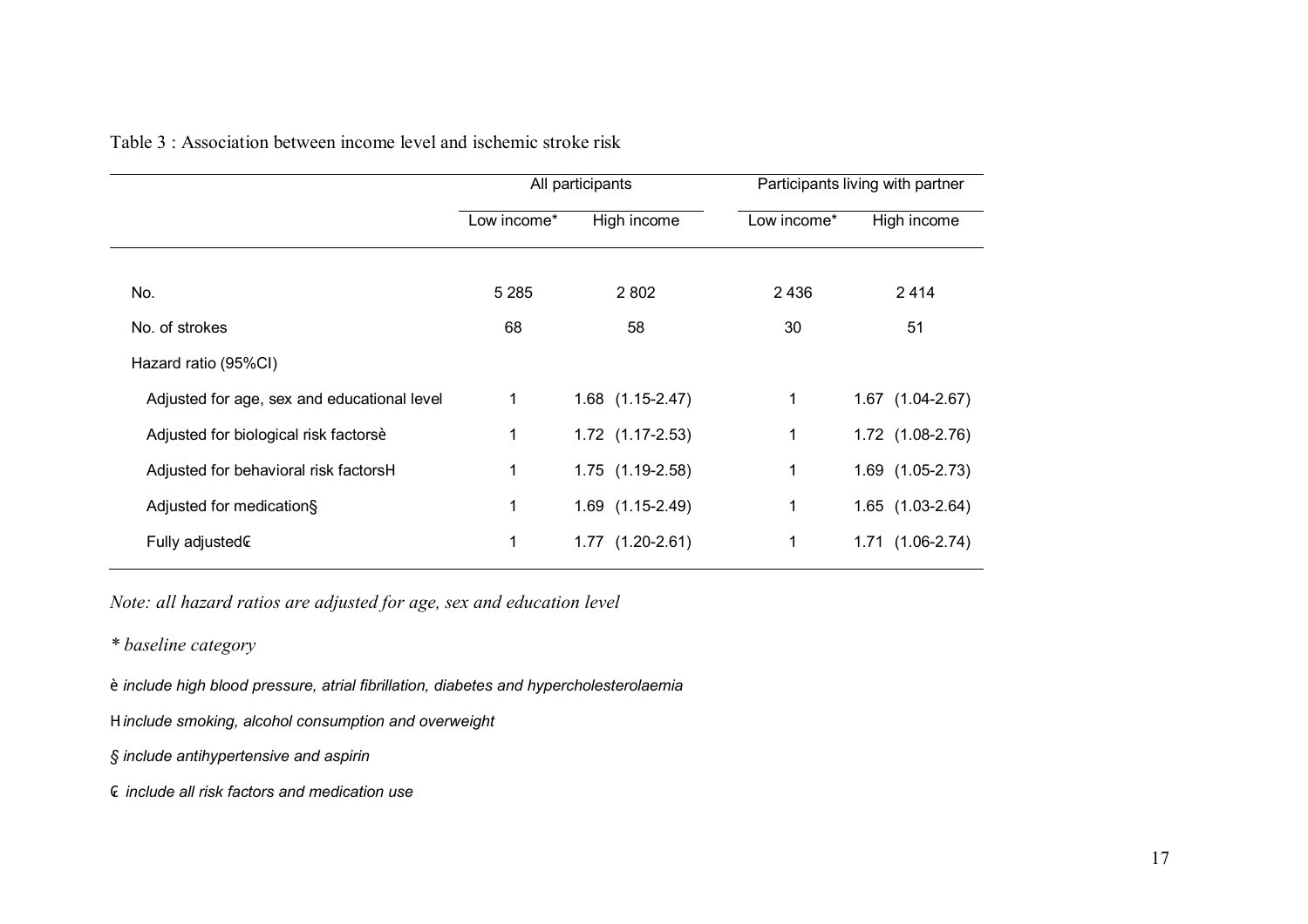Table 3 : Association between income level and ischemic stroke risk

| | All participants | | Participants living with partner | |
|---|---|---|---|---|
| | Low income* | High income | Low income* | High income |
| No. | 5 285 | 2 802 | 2 436 | 2 414 |
| No. of strokes | 68 | 58 | 30 | 51 |
| Hazard ratio (95%CI) | | | | |
| Adjusted for age, sex and educational level | 1 | 1.68 (1.15-2.47) | 1 | 1.67 (1.04-2.67) |
| Adjusted for biological risk factorsè | 1 | 1.72 (1.17-2.53) | 1 | 1.72 (1.08-2.76) |
| Adjusted for behavioral risk factorsH | 1 | 1.75 (1.19-2.58) | 1 | 1.69 (1.05-2.73) |
| Adjusted for medication§ | 1 | 1.69 (1.15-2.49) | 1 | 1.65 (1.03-2.64) |
| Fully adjusted₲ | 1 | 1.77 (1.20-2.61) | 1 | 1.71 (1.06-2.74) |

*Note: all hazard ratios are adjusted for age, sex and education level*

*\* baseline category*

è *include high blood pressure, atrial fibrillation, diabetes and hypercholesterolaemia*

H *include smoking, alcohol consumption and overweight*

*§ include antihypertensive and aspirin*

₲ *include all risk factors and medication use*